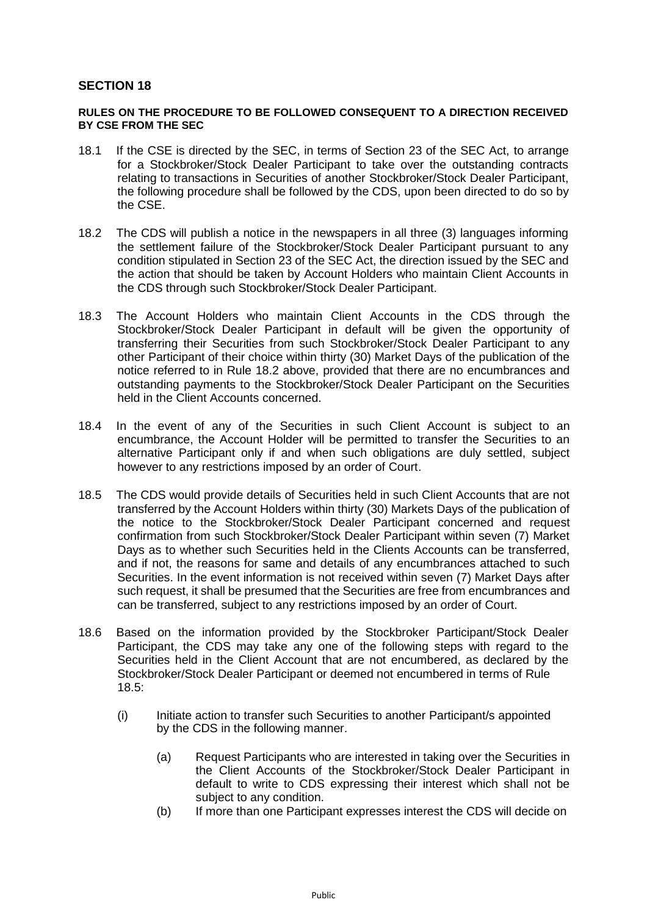## SECTION 18

**RULES ON THE PROCEDURE TO BE FOLLOWED CONSEQUENT TO A DIRECTION RECEIVED BY CSE FROM THE SEC**

18.1 If the CSE is directed by the SEC, in terms of Section 23 of the SEC Act, to arrange for a Stockbroker/Stock Dealer Participant to take over the outstanding contracts relating to transactions in Securities of another Stockbroker/Stock Dealer Participant, the following procedure shall be followed by the CDS, upon been directed to do so by the CSE.

18.2 The CDS will publish a notice in the newspapers in all three (3) languages informing the settlement failure of the Stockbroker/Stock Dealer Participant pursuant to any condition stipulated in Section 23 of the SEC Act, the direction issued by the SEC and the action that should be taken by Account Holders who maintain Client Accounts in the CDS through such Stockbroker/Stock Dealer Participant.

18.3 The Account Holders who maintain Client Accounts in the CDS through the Stockbroker/Stock Dealer Participant in default will be given the opportunity of transferring their Securities from such Stockbroker/Stock Dealer Participant to any other Participant of their choice within thirty (30) Market Days of the publication of the notice referred to in Rule 18.2 above, provided that there are no encumbrances and outstanding payments to the Stockbroker/Stock Dealer Participant on the Securities held in the Client Accounts concerned.

18.4 In the event of any of the Securities in such Client Account is subject to an encumbrance, the Account Holder will be permitted to transfer the Securities to an alternative Participant only if and when such obligations are duly settled, subject however to any restrictions imposed by an order of Court.

18.5 The CDS would provide details of Securities held in such Client Accounts that are not transferred by the Account Holders within thirty (30) Markets Days of the publication of the notice to the Stockbroker/Stock Dealer Participant concerned and request confirmation from such Stockbroker/Stock Dealer Participant within seven (7) Market Days as to whether such Securities held in the Clients Accounts can be transferred, and if not, the reasons for same and details of any encumbrances attached to such Securities. In the event information is not received within seven (7) Market Days after such request, it shall be presumed that the Securities are free from encumbrances and can be transferred, subject to any restrictions imposed by an order of Court.

18.6 Based on the information provided by the Stockbroker Participant/Stock Dealer Participant, the CDS may take any one of the following steps with regard to the Securities held in the Client Account that are not encumbered, as declared by the Stockbroker/Stock Dealer Participant or deemed not encumbered in terms of Rule 18.5:

(i) Initiate action to transfer such Securities to another Participant/s appointed by the CDS in the following manner.

(a) Request Participants who are interested in taking over the Securities in the Client Accounts of the Stockbroker/Stock Dealer Participant in default to write to CDS expressing their interest which shall not be subject to any condition.

(b) If more than one Participant expresses interest the CDS will decide on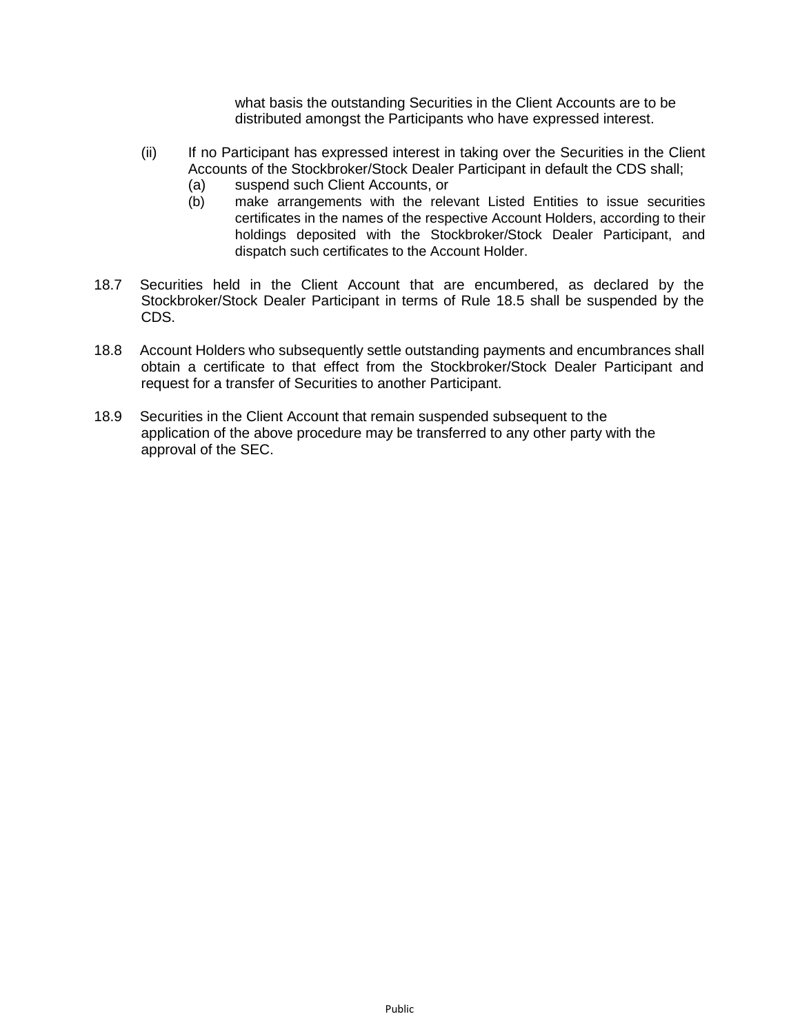what basis the outstanding Securities in the Client Accounts are to be distributed amongst the Participants who have expressed interest.

(ii) If no Participant has expressed interest in taking over the Securities in the Client Accounts of the Stockbroker/Stock Dealer Participant in default the CDS shall;

(a) suspend such Client Accounts, or

(b) make arrangements with the relevant Listed Entities to issue securities certificates in the names of the respective Account Holders, according to their holdings deposited with the Stockbroker/Stock Dealer Participant, and dispatch such certificates to the Account Holder.

18.7 Securities held in the Client Account that are encumbered, as declared by the Stockbroker/Stock Dealer Participant in terms of Rule 18.5 shall be suspended by the CDS.

18.8 Account Holders who subsequently settle outstanding payments and encumbrances shall obtain a certificate to that effect from the Stockbroker/Stock Dealer Participant and request for a transfer of Securities to another Participant.

18.9 Securities in the Client Account that remain suspended subsequent to the application of the above procedure may be transferred to any other party with the approval of the SEC.